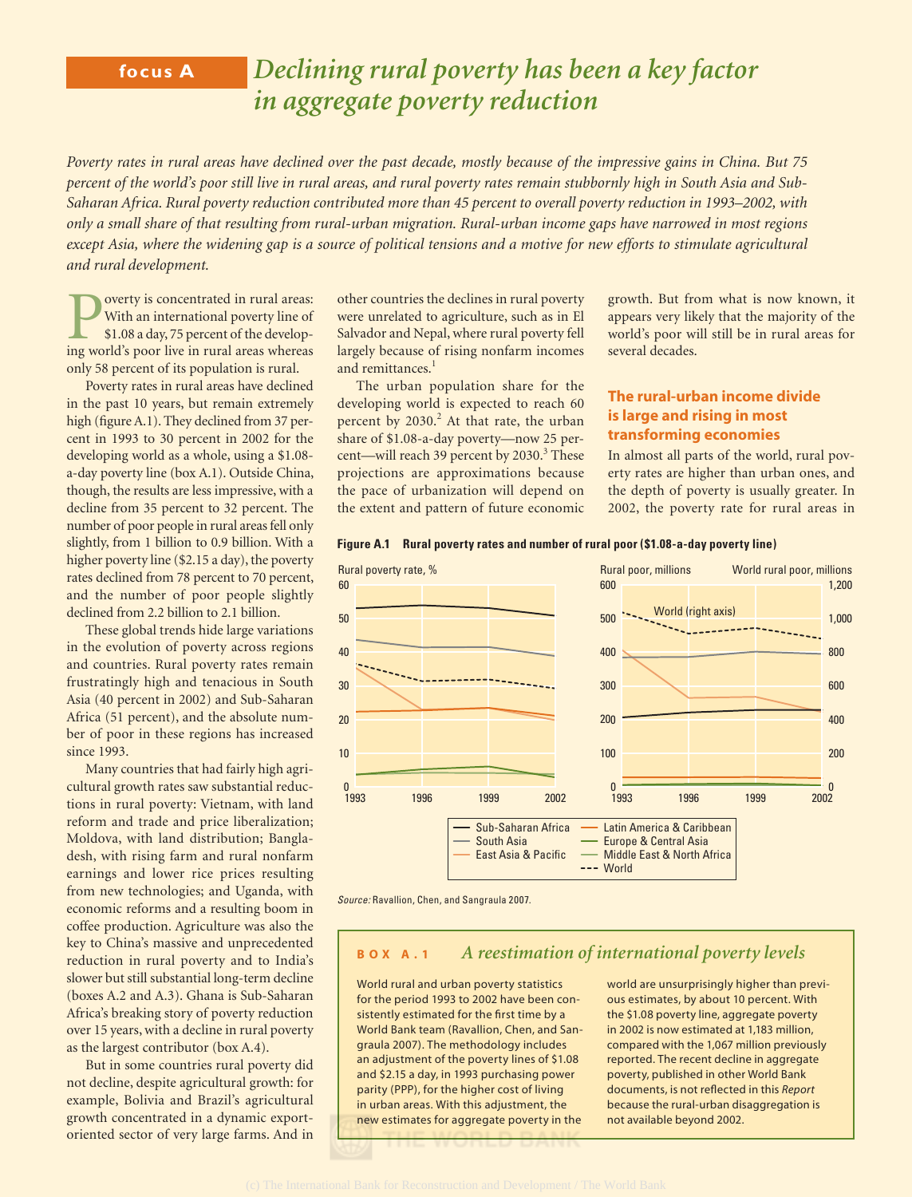# focus A — Declining rural poverty has been a key factor in aggregate poverty reduction

*Poverty rates in rural areas have declined over the past decade, mostly because of the impressive gains in China. But 75 percent of the world's poor still live in rural areas, and rural poverty rates remain stubbornly high in South Asia and Sub-Saharan Africa. Rural poverty reduction contributed more than 45 percent to overall poverty reduction in 1993–2002, with only a small share of that resulting from rural-urban migration. Rural-urban income gaps have narrowed in most regions except Asia, where the widening gap is a source of political tensions and a motive for new efforts to stimulate agricultural and rural development.*

Poverty is concentrated in rural areas: With an international poverty line of $1.08 a day, 75 percent of the developing world's poor live in rural areas whereas only 58 percent of its population is rural.

Poverty rates in rural areas have declined in the past 10 years, but remain extremely high (figure A.1). They declined from 37 percent in 1993 to 30 percent in 2002 for the developing world as a whole, using a $1.08-a-day poverty line (box A.1). Outside China, though, the results are less impressive, with a decline from 35 percent to 32 percent. The number of poor people in rural areas fell only slightly, from 1 billion to 0.9 billion. With a higher poverty line ($2.15 a day), the poverty rates declined from 78 percent to 70 percent, and the number of poor people slightly declined from 2.2 billion to 2.1 billion.

These global trends hide large variations in the evolution of poverty across regions and countries. Rural poverty rates remain frustratingly high and tenacious in South Asia (40 percent in 2002) and Sub-Saharan Africa (51 percent), and the absolute number of poor in these regions has increased since 1993.

Many countries that had fairly high agricultural growth rates saw substantial reductions in rural poverty: Vietnam, with land reform and trade and price liberalization; Moldova, with land distribution; Bangladesh, with rising farm and rural nonfarm earnings and lower rice prices resulting from new technologies; and Uganda, with economic reforms and a resulting boom in coffee production. Agriculture was also the key to China's massive and unprecedented reduction in rural poverty and to India's slower but still substantial long-term decline (boxes A.2 and A.3). Ghana is Sub-Saharan Africa's breaking story of poverty reduction over 15 years, with a decline in rural poverty as the largest contributor (box A.4).

But in some countries rural poverty did not decline, despite agricultural growth: for example, Bolivia and Brazil's agricultural growth concentrated in a dynamic export-oriented sector of very large farms. And in other countries the declines in rural poverty were unrelated to agriculture, such as in El Salvador and Nepal, where rural poverty fell largely because of rising nonfarm incomes and remittances.[1]

The urban population share for the developing world is expected to reach 60 percent by 2030.[2] At that rate, the urban share of $1.08-a-day poverty—now 25 percent—will reach 39 percent by 2030.[3] These projections are approximations because the pace of urbanization will depend on the extent and pattern of future economic growth. But from what is now known, it appears very likely that the majority of the world's poor will still be in rural areas for several decades.

## The rural-urban income divide is large and rising in most transforming economies

In almost all parts of the world, rural poverty rates are higher than urban ones, and the depth of poverty is usually greater. In 2002, the poverty rate for rural areas in

**Figure A.1 Rural poverty rates and number of rural poor ($1.08-a-day poverty line)**

*Source:* Ravallion, Chen, and Sangraula 2007.

> **BOX A.1 *A reestimation of international poverty levels***
>
> World rural and urban poverty statistics for the period 1993 to 2002 have been consistently estimated for the first time by a World Bank team (Ravallion, Chen, and Sangraula 2007). The methodology includes an adjustment of the poverty lines of $1.08 and $2.15 a day, in 1993 purchasing power parity (PPP), for the higher cost of living in urban areas. With this adjustment, the new estimates for aggregate poverty in the world are unsurprisingly higher than previous estimates, by about 10 percent. With the $1.08 poverty line, aggregate poverty in 2002 is now estimated at 1,183 million, compared with the 1,067 million previously reported. The recent decline in aggregate poverty, published in other World Bank documents, is not reflected in this *Report* because the rural-urban disaggregation is not available beyond 2002.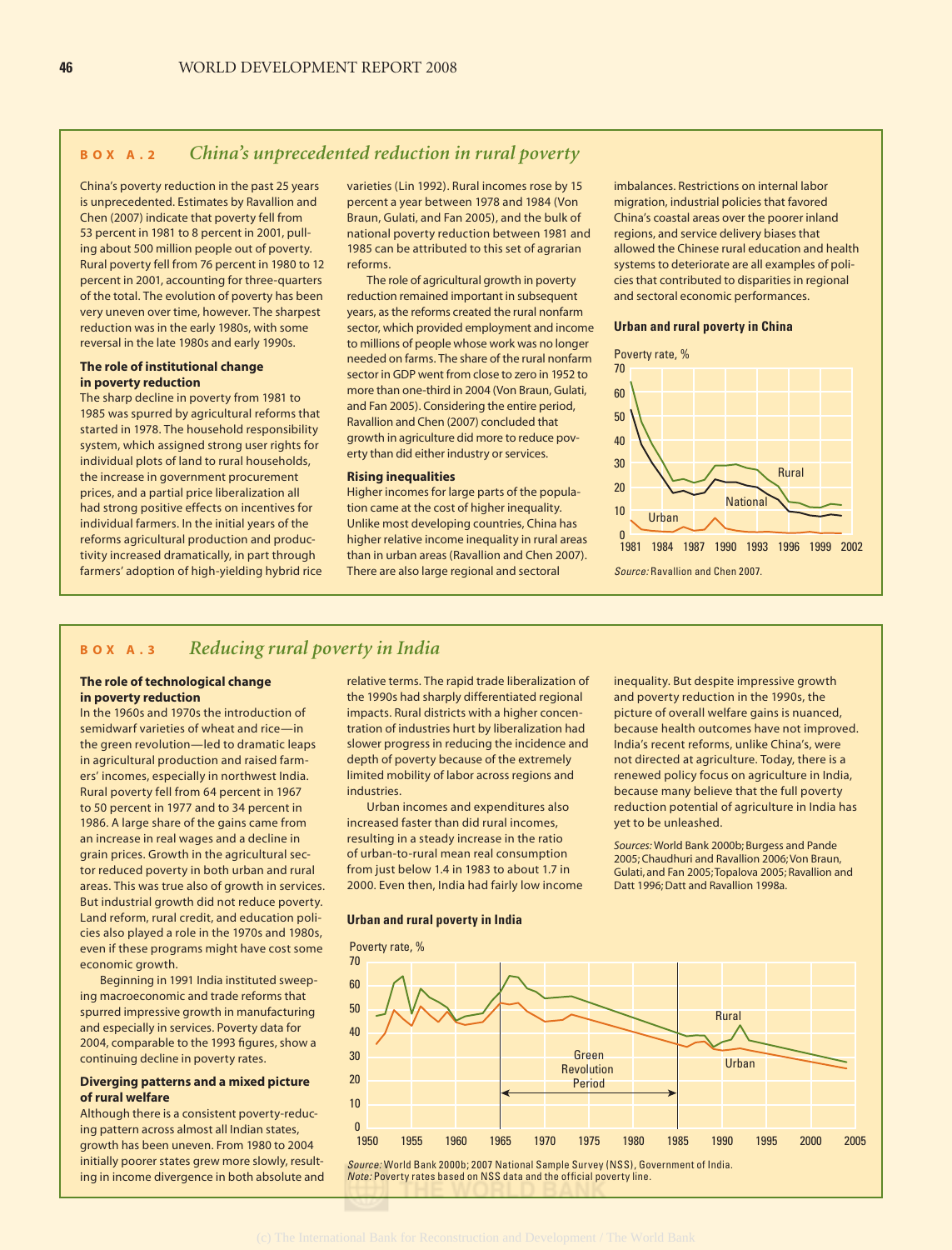## BOX A.2 *China's unprecedented reduction in rural poverty*

China's poverty reduction in the past 25 years is unprecedented. Estimates by Ravallion and Chen (2007) indicate that poverty fell from 53 percent in 1981 to 8 percent in 2001, pulling about 500 million people out of poverty. Rural poverty fell from 76 percent in 1980 to 12 percent in 2001, accounting for three-quarters of the total. The evolution of poverty has been very uneven over time, however. The sharpest reduction was in the early 1980s, with some reversal in the late 1980s and early 1990s.

### The role of institutional change in poverty reduction

The sharp decline in poverty from 1981 to 1985 was spurred by agricultural reforms that started in 1978. The household responsibility system, which assigned strong user rights for individual plots of land to rural households, the increase in government procurement prices, and a partial price liberalization all had strong positive effects on incentives for individual farmers. In the initial years of the reforms agricultural production and productivity increased dramatically, in part through farmers' adoption of high-yielding hybrid rice varieties (Lin 1992). Rural incomes rose by 15 percent a year between 1978 and 1984 (Von Braun, Gulati, and Fan 2005), and the bulk of national poverty reduction between 1981 and 1985 can be attributed to this set of agrarian reforms.

The role of agricultural growth in poverty reduction remained important in subsequent years, as the reforms created the rural nonfarm sector, which provided employment and income to millions of people whose work was no longer needed on farms. The share of the rural nonfarm sector in GDP went from close to zero in 1952 to more than one-third in 2004 (Von Braun, Gulati, and Fan 2005). Considering the entire period, Ravallion and Chen (2007) concluded that growth in agriculture did more to reduce poverty than did either industry or services.

### Rising inequalities

Higher incomes for large parts of the population came at the cost of higher inequality. Unlike most developing countries, China has higher relative income inequality in rural areas than in urban areas (Ravallion and Chen 2007). There are also large regional and sectoral imbalances. Restrictions on internal labor migration, industrial policies that favored China's coastal areas over the poorer inland regions, and service delivery biases that allowed the Chinese rural education and health systems to deteriorate are all examples of policies that contributed to disparities in regional and sectoral economic performances.

**Urban and rural poverty in China**

*Source:* Ravallion and Chen 2007.

## BOX A.3 *Reducing rural poverty in India*

### The role of technological change in poverty reduction

In the 1960s and 1970s the introduction of semidwarf varieties of wheat and rice—in the green revolution—led to dramatic leaps in agricultural production and raised farmers' incomes, especially in northwest India. Rural poverty fell from 64 percent in 1967 to 50 percent in 1977 and to 34 percent in 1986. A large share of the gains came from an increase in real wages and a decline in grain prices. Growth in the agricultural sector reduced poverty in both urban and rural areas. This was true also of growth in services. But industrial growth did not reduce poverty. Land reform, rural credit, and education policies also played a role in the 1970s and 1980s, even if these programs might have cost some economic growth.

Beginning in 1991 India instituted sweeping macroeconomic and trade reforms that spurred impressive growth in manufacturing and especially in services. Poverty data for 2004, comparable to the 1993 figures, show a continuing decline in poverty rates.

### Diverging patterns and a mixed picture of rural welfare

Although there is a consistent poverty-reducing pattern across almost all Indian states, growth has been uneven. From 1980 to 2004 initially poorer states grew more slowly, resulting in income divergence in both absolute and relative terms. The rapid trade liberalization of the 1990s had sharply differentiated regional impacts. Rural districts with a higher concentration of industries hurt by liberalization had slower progress in reducing the incidence and depth of poverty because of the extremely limited mobility of labor across regions and industries.

Urban incomes and expenditures also increased faster than did rural incomes, resulting in a steady increase in the ratio of urban-to-rural mean real consumption from just below 1.4 in 1983 to about 1.7 in 2000. Even then, India had fairly low income inequality. But despite impressive growth and poverty reduction in the 1990s, the picture of overall welfare gains is nuanced, because health outcomes have not improved. India's recent reforms, unlike China's, were not directed at agriculture. Today, there is a renewed policy focus on agriculture in India, because many believe that the full poverty reduction potential of agriculture in India has yet to be unleashed.

*Sources:* World Bank 2000b; Burgess and Pande 2005; Chaudhuri and Ravallion 2006; Von Braun, Gulati, and Fan 2005; Topalova 2005; Ravallion and Datt 1996; Datt and Ravallion 1998a.

**Urban and rural poverty in India**

*Source:* World Bank 2000b; 2007 National Sample Survey (NSS), Government of India.
*Note:* Poverty rates based on NSS data and the official poverty line.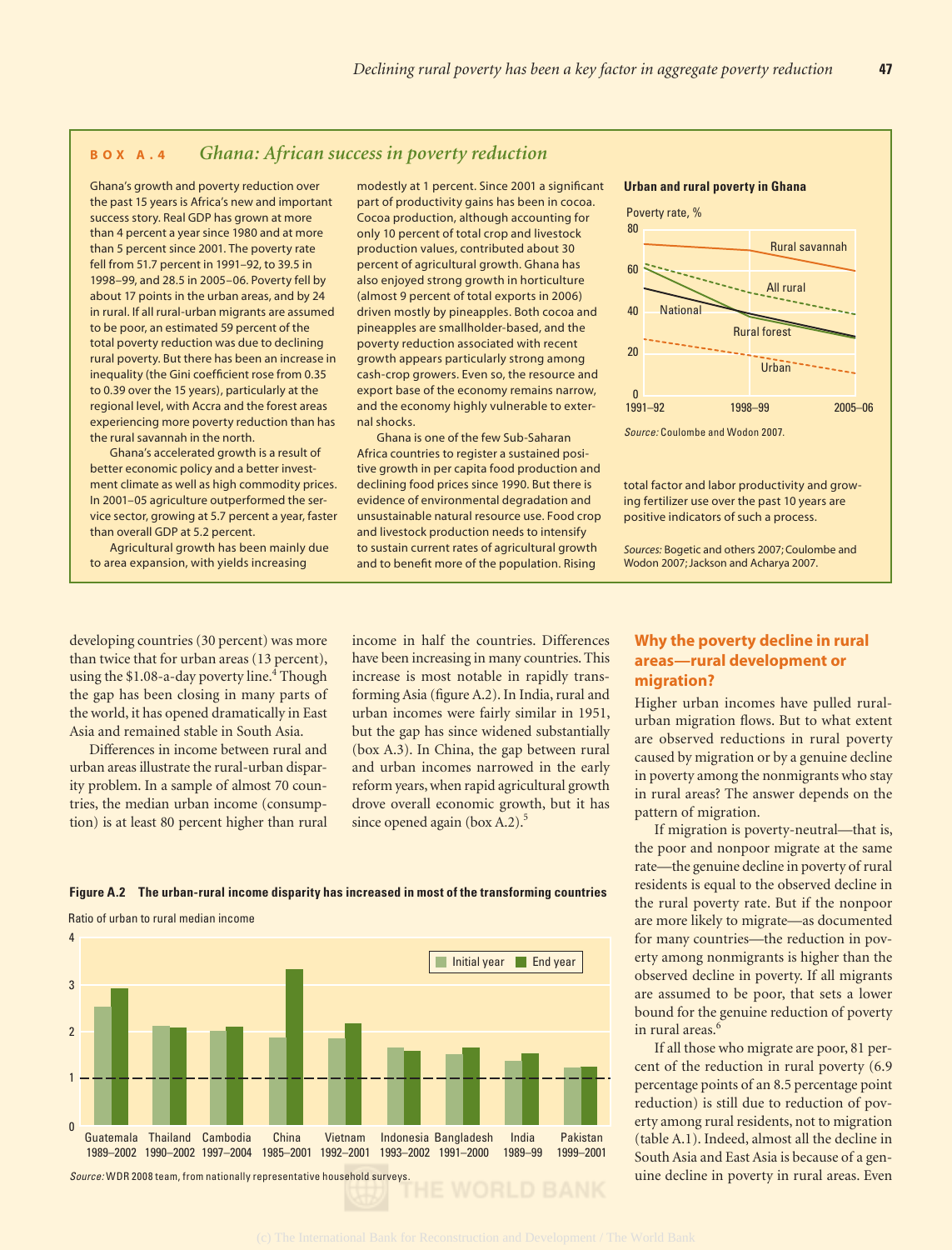## BOX A.4 *Ghana: African success in poverty reduction*

Ghana's growth and poverty reduction over the past 15 years is Africa's new and important success story. Real GDP has grown at more than 4 percent a year since 1980 and at more than 5 percent since 2001. The poverty rate fell from 51.7 percent in 1991–92, to 39.5 in 1998–99, and 28.5 in 2005–06. Poverty fell by about 17 points in the urban areas, and by 24 in rural. If all rural-urban migrants are assumed to be poor, an estimated 59 percent of the total poverty reduction was due to declining rural poverty. But there has been an increase in inequality (the Gini coefficient rose from 0.35 to 0.39 over the 15 years), particularly at the regional level, with Accra and the forest areas experiencing more poverty reduction than has the rural savannah in the north.

Ghana's accelerated growth is a result of better economic policy and a better investment climate as well as high commodity prices. In 2001–05 agriculture outperformed the service sector, growing at 5.7 percent a year, faster than overall GDP at 5.2 percent.

Agricultural growth has been mainly due to area expansion, with yields increasing modestly at 1 percent. Since 2001 a significant part of productivity gains has been in cocoa. Cocoa production, although accounting for only 10 percent of total crop and livestock production values, contributed about 30 percent of agricultural growth. Ghana has also enjoyed strong growth in horticulture (almost 9 percent of total exports in 2006) driven mostly by pineapples. Both cocoa and pineapples are smallholder-based, and the poverty reduction associated with recent growth appears particularly strong among cash-crop growers. Even so, the resource and export base of the economy remains narrow, and the economy highly vulnerable to external shocks.

Ghana is one of the few Sub-Saharan Africa countries to register a sustained positive growth in per capita food production and declining food prices since 1990. But there is evidence of environmental degradation and unsustainable natural resource use. Food crop and livestock production needs to intensify to sustain current rates of agricultural growth and to benefit more of the population. Rising total factor and labor productivity and growing fertilizer use over the past 10 years are positive indicators of such a process.

**Urban and rural poverty in Ghana**

Poverty rate, %

| Series | 1991–92 | 1998–99 | 2005–06 |
|---|---|---|---|
| Rural savannah | ~73 | ~70 | ~60 |
| All rural | ~64 | ~50 | ~39 |
| Rural forest | ~62 | ~38 | ~27 |
| National | ~52 | ~40 | ~28 |
| Urban | ~27 | ~19 | ~11 |

*Source:* Coulombe and Wodon 2007.

*Sources:* Bogetic and others 2007; Coulombe and Wodon 2007; Jackson and Acharya 2007.

developing countries (30 percent) was more than twice that for urban areas (13 percent), using the \$1.08-a-day poverty line.[4] Though the gap has been closing in many parts of the world, it has opened dramatically in East Asia and remained stable in South Asia.

Differences in income between rural and urban areas illustrate the rural-urban disparity problem. In a sample of almost 70 countries, the median urban income (consumption) is at least 80 percent higher than rural income in half the countries. Differences have been increasing in many countries. This increase is most notable in rapidly transforming Asia (figure A.2). In India, rural and urban incomes were fairly similar in 1951, but the gap has since widened substantially (box A.3). In China, the gap between rural and urban incomes narrowed in the early reform years, when rapid agricultural growth drove overall economic growth, but it has since opened again (box A.2).[5]

**Figure A.2 The urban-rural income disparity has increased in most of the transforming countries**

Ratio of urban to rural median income

| Country | Period | Initial year | End year |
|---|---|---|---|
| Guatemala | 1989–2002 | ~2.55 | ~2.95 |
| Thailand | 1990–2002 | ~2.15 | ~2.1 |
| Cambodia | 1997–2004 | ~2.0 | ~2.1 |
| China | 1985–2001 | ~1.9 | ~3.35 |
| Vietnam | 1992–2001 | ~1.85 | ~2.2 |
| Indonesia | 1993–2002 | ~1.65 | ~1.6 |
| Bangladesh | 1991–2000 | ~1.5 | ~1.65 |
| India | 1989–99 | ~1.4 | ~1.55 |
| Pakistan | 1999–2001 | ~1.25 | ~1.25 |

*Source:* WDR 2008 team, from nationally representative household surveys.

### Why the poverty decline in rural areas—rural development or migration?

Higher urban incomes have pulled rural-urban migration flows. But to what extent are observed reductions in rural poverty caused by migration or by a genuine decline in poverty among the nonmigrants who stay in rural areas? The answer depends on the pattern of migration.

If migration is poverty-neutral—that is, the poor and nonpoor migrate at the same rate—the genuine decline in poverty of rural residents is equal to the observed decline in the rural poverty rate. But if the nonpoor are more likely to migrate—as documented for many countries—the reduction in poverty among nonmigrants is higher than the observed decline in poverty. If all migrants are assumed to be poor, that sets a lower bound for the genuine reduction of poverty in rural areas.[6]

If all those who migrate are poor, 81 percent of the reduction in rural poverty (6.9 percentage points of an 8.5 percentage point reduction) is still due to reduction of poverty among rural residents, not to migration (table A.1). Indeed, almost all the decline in South Asia and East Asia is because of a genuine decline in poverty in rural areas. Even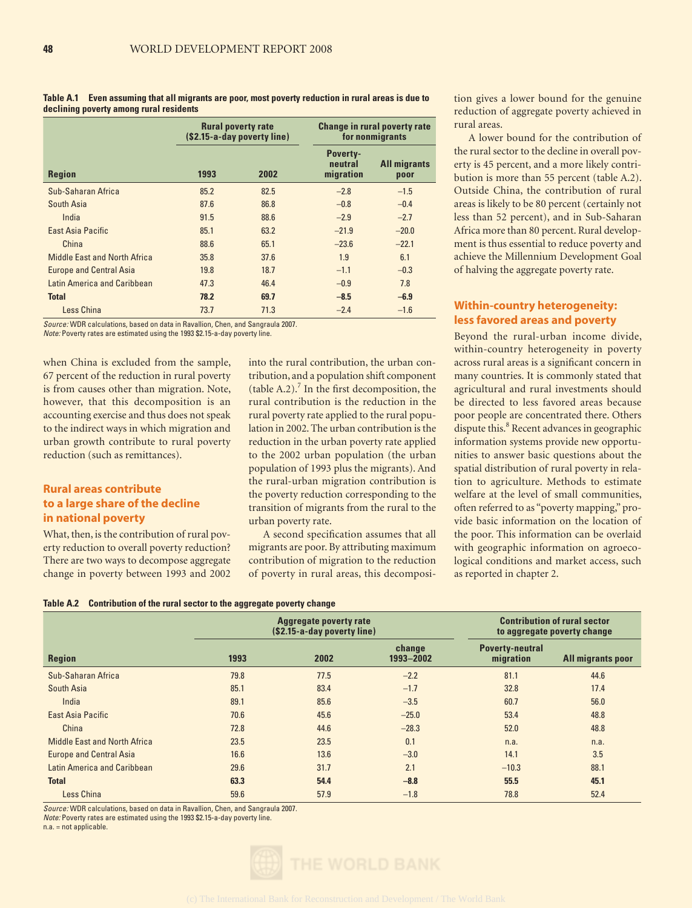**Table A.1 Even assuming that all migrants are poor, most poverty reduction in rural areas is due to declining poverty among rural residents**

| Region | Rural poverty rate ($2.15-a-day poverty line) | | Change in rural poverty rate for nonmigrants | |
|---|---|---|---|---|
| | 1993 | 2002 | Poverty-neutral migration | All migrants poor |
| Sub-Saharan Africa | 85.2 | 82.5 | −2.8 | −1.5 |
| South Asia | 87.6 | 86.8 | −0.8 | −0.4 |
| India | 91.5 | 88.6 | −2.9 | −2.7 |
| East Asia Pacific | 85.1 | 63.2 | −21.9 | −20.0 |
| China | 88.6 | 65.1 | −23.6 | −22.1 |
| Middle East and North Africa | 35.8 | 37.6 | 1.9 | 6.1 |
| Europe and Central Asia | 19.8 | 18.7 | −1.1 | −0.3 |
| Latin America and Caribbean | 47.3 | 46.4 | −0.9 | 7.8 |
| **Total** | **78.2** | **69.7** | **−8.5** | **−6.9** |
| Less China | 73.7 | 71.3 | −2.4 | −1.6 |

*Source:* WDR calculations, based on data in Ravallion, Chen, and Sangraula 2007.
*Note:* Poverty rates are estimated using the 1993 $2.15-a-day poverty line.

when China is excluded from the sample, 67 percent of the reduction in rural poverty is from causes other than migration. Note, however, that this decomposition is an accounting exercise and thus does not speak to the indirect ways in which migration and urban growth contribute to rural poverty reduction (such as remittances).

## Rural areas contribute to a large share of the decline in national poverty

What, then, is the contribution of rural poverty reduction to overall poverty reduction? There are two ways to decompose aggregate change in poverty between 1993 and 2002 into the rural contribution, the urban contribution, and a population shift component (table A.2).[7] In the first decomposition, the rural contribution is the reduction in the rural poverty rate applied to the rural population in 2002. The urban contribution is the reduction in the urban poverty rate applied to the 2002 urban population (the urban population of 1993 plus the migrants). And the rural-urban migration contribution is the poverty reduction corresponding to the transition of migrants from the rural to the urban poverty rate.

A second specification assumes that all migrants are poor. By attributing maximum contribution of migration to the reduction of poverty in rural areas, this decomposition gives a lower bound for the genuine reduction of aggregate poverty achieved in rural areas.

A lower bound for the contribution of the rural sector to the decline in overall poverty is 45 percent, and a more likely contribution is more than 55 percent (table A.2). Outside China, the contribution of rural areas is likely to be 80 percent (certainly not less than 52 percent), and in Sub-Saharan Africa more than 80 percent. Rural development is thus essential to reduce poverty and achieve the Millennium Development Goal of halving the aggregate poverty rate.

## Within-country heterogeneity: less favored areas and poverty

Beyond the rural-urban income divide, within-country heterogeneity in poverty across rural areas is a significant concern in many countries. It is commonly stated that agricultural and rural investments should be directed to less favored areas because poor people are concentrated there. Others dispute this.[8] Recent advances in geographic information systems provide new opportunities to answer basic questions about the spatial distribution of rural poverty in relation to agriculture. Methods to estimate welfare at the level of small communities, often referred to as "poverty mapping," provide basic information on the location of the poor. This information can be overlaid with geographic information on agroecological conditions and market access, such as reported in chapter 2.

**Table A.2 Contribution of the rural sector to the aggregate poverty change**

| Region | Aggregate poverty rate ($2.15-a-day poverty line) | | | Contribution of rural sector to aggregate poverty change | |
|---|---|---|---|---|---|
| | 1993 | 2002 | change 1993–2002 | Poverty-neutral migration | All migrants poor |
| Sub-Saharan Africa | 79.8 | 77.5 | −2.2 | 81.1 | 44.6 |
| South Asia | 85.1 | 83.4 | −1.7 | 32.8 | 17.4 |
| India | 89.1 | 85.6 | −3.5 | 60.7 | 56.0 |
| East Asia Pacific | 70.6 | 45.6 | −25.0 | 53.4 | 48.8 |
| China | 72.8 | 44.6 | −28.3 | 52.0 | 48.8 |
| Middle East and North Africa | 23.5 | 23.5 | 0.1 | n.a. | n.a. |
| Europe and Central Asia | 16.6 | 13.6 | −3.0 | 14.1 | 3.5 |
| Latin America and Caribbean | 29.6 | 31.7 | 2.1 | −10.3 | 88.1 |
| **Total** | **63.3** | **54.4** | **−8.8** | **55.5** | **45.1** |
| Less China | 59.6 | 57.9 | −1.8 | 78.8 | 52.4 |

*Source:* WDR calculations, based on data in Ravallion, Chen, and Sangraula 2007.
*Note:* Poverty rates are estimated using the 1993 $2.15-a-day poverty line.
n.a. = not applicable.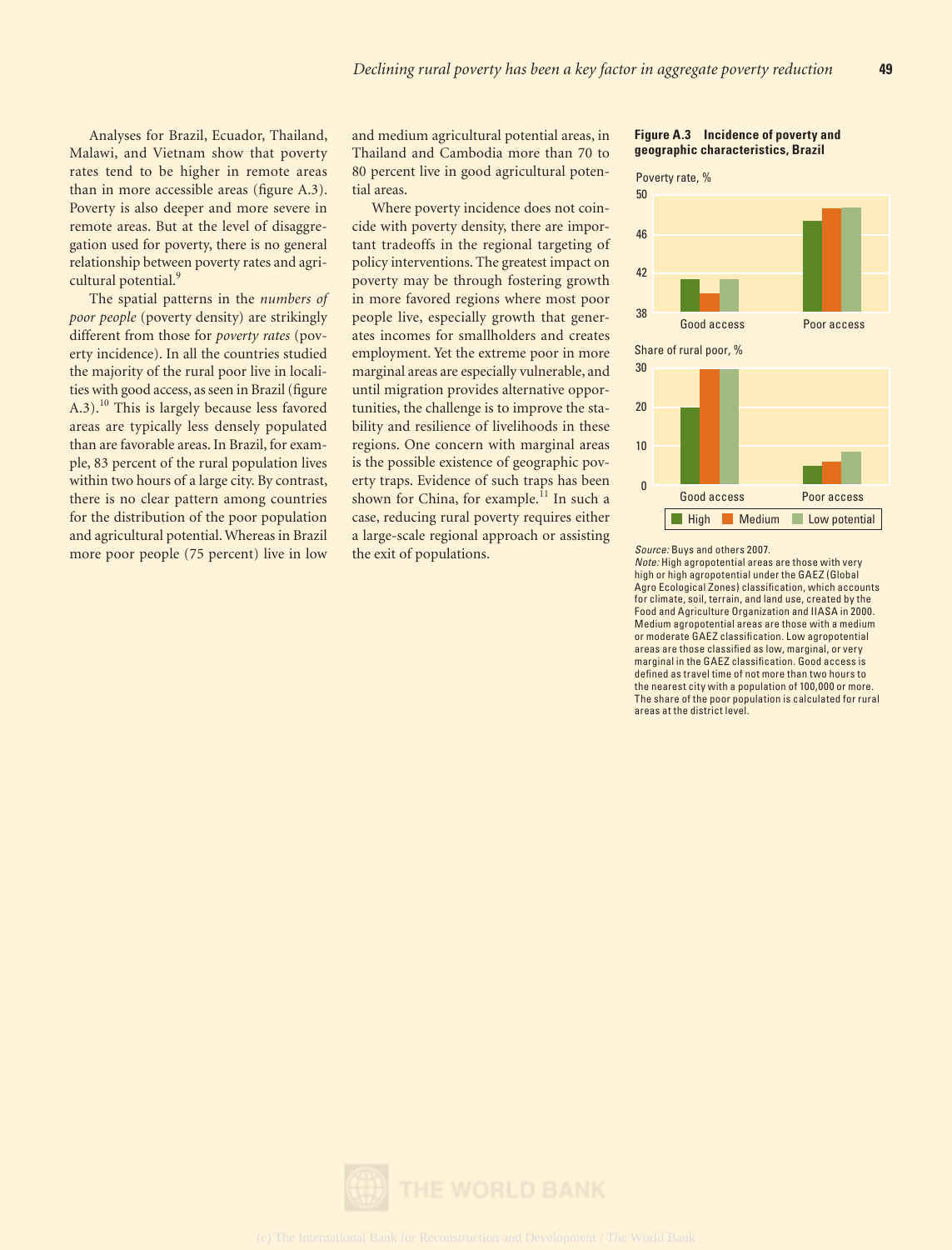Analyses for Brazil, Ecuador, Thailand, Malawi, and Vietnam show that poverty rates tend to be higher in remote areas than in more accessible areas (figure A.3). Poverty is also deeper and more severe in remote areas. But at the level of disaggregation used for poverty, there is no general relationship between poverty rates and agricultural potential.[9]

The spatial patterns in the *numbers of poor people* (poverty density) are strikingly different from those for *poverty rates* (poverty incidence). In all the countries studied the majority of the rural poor live in localities with good access, as seen in Brazil (figure A.3).[10] This is largely because less favored areas are typically less densely populated than are favorable areas. In Brazil, for example, 83 percent of the rural population lives within two hours of a large city. By contrast, there is no clear pattern among countries for the distribution of the poor population and agricultural potential. Whereas in Brazil more poor people (75 percent) live in low and medium agricultural potential areas, in Thailand and Cambodia more than 70 to 80 percent live in good agricultural potential areas.

Where poverty incidence does not coincide with poverty density, there are important tradeoffs in the regional targeting of policy interventions. The greatest impact on poverty may be through fostering growth in more favored regions where most poor people live, especially growth that generates incomes for smallholders and creates employment. Yet the extreme poor in more marginal areas are especially vulnerable, and until migration provides alternative opportunities, the challenge is to improve the stability and resilience of livelihoods in these regions. One concern with marginal areas is the possible existence of geographic poverty traps. Evidence of such traps has been shown for China, for example.[11] In such a case, reducing rural poverty requires either a large-scale regional approach or assisting the exit of populations.

**Figure A.3 Incidence of poverty and geographic characteristics, Brazil**

Poverty rate, %

50
46
42
38

Good access
Poor access

Share of rural poor, %

30
20
10
0

Good access
Poor access

High
Medium
Low potential

*Source:* Buys and others 2007.
*Note:* High agropotential areas are those with very high or high agropotential under the GAEZ (Global Agro Ecological Zones) classification, which accounts for climate, soil, terrain, and land use, created by the Food and Agriculture Organization and IIASA in 2000. Medium agropotential areas are those with a medium or moderate GAEZ classification. Low agropotential areas are those classified as low, marginal, or very marginal in the GAEZ classification. Good access is defined as travel time of not more than two hours to the nearest city with a population of 100,000 or more. The share of the poor population is calculated for rural areas at the district level.